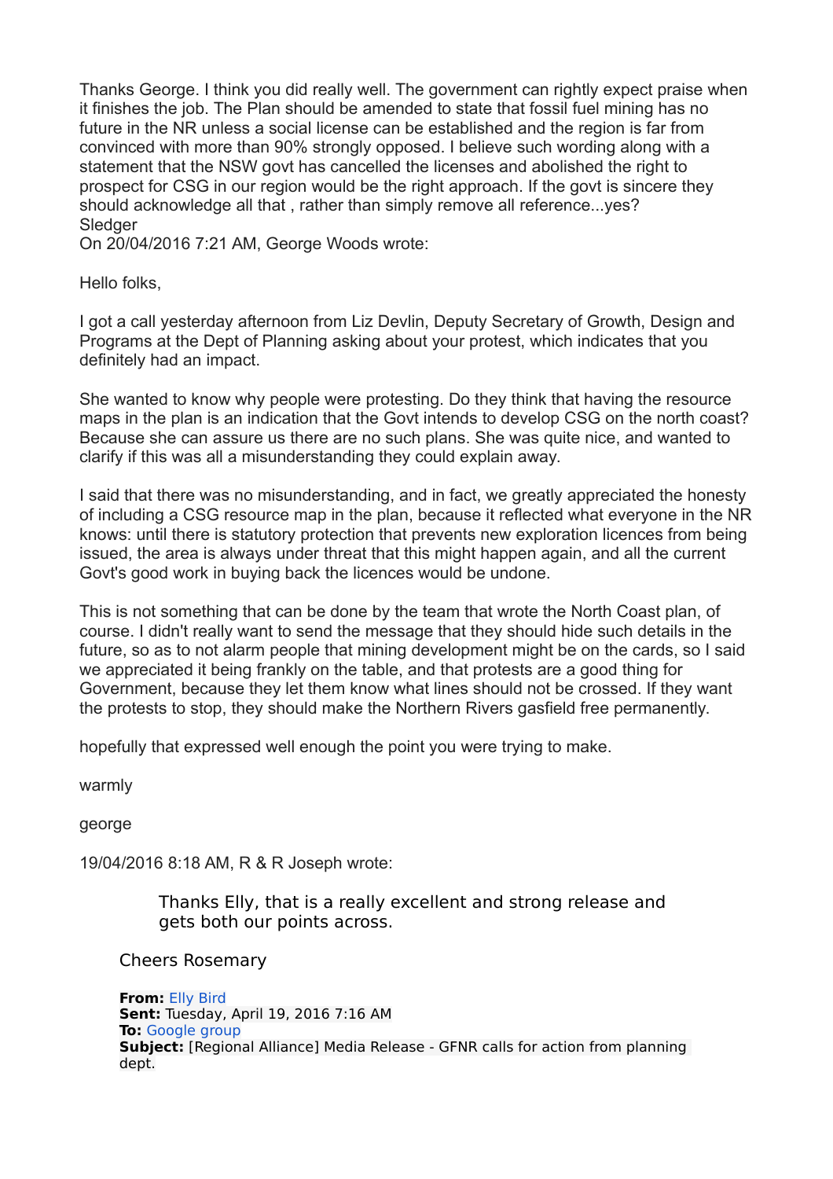Thanks George. I think you did really well. The government can rightly expect praise when it finishes the job. The Plan should be amended to state that fossil fuel mining has no future in the NR unless a social license can be established and the region is far from convinced with more than 90% strongly opposed. I believe such wording along with a statement that the NSW govt has cancelled the licenses and abolished the right to prospect for CSG in our region would be the right approach. If the govt is sincere they should acknowledge all that , rather than simply remove all reference...yes?
Sledger
On 20/04/2016 7:21 AM, George Woods wrote:

Hello folks,

I got a call yesterday afternoon from Liz Devlin, Deputy Secretary of Growth, Design and Programs at the Dept of Planning asking about your protest, which indicates that you definitely had an impact.

She wanted to know why people were protesting. Do they think that having the resource maps in the plan is an indication that the Govt intends to develop CSG on the north coast? Because she can assure us there are no such plans. She was quite nice, and wanted to clarify if this was all a misunderstanding they could explain away.

I said that there was no misunderstanding, and in fact, we greatly appreciated the honesty of including a CSG resource map in the plan, because it reflected what everyone in the NR knows: until there is statutory protection that prevents new exploration licences from being issued, the area is always under threat that this might happen again, and all the current Govt's good work in buying back the licences would be undone.

This is not something that can be done by the team that wrote the North Coast plan, of course. I didn't really want to send the message that they should hide such details in the future, so as to not alarm people that mining development might be on the cards, so I said we appreciated it being frankly on the table, and that protests are a good thing for Government, because they let them know what lines should not be crossed. If they want the protests to stop, they should make the Northern Rivers gasfield free permanently.

hopefully that expressed well enough the point you were trying to make.

warmly

george

19/04/2016 8:18 AM, R & R Joseph wrote:

> Thanks Elly, that is a really excellent and strong release and gets both our points across.
>
> Cheers Rosemary
>
> **From:** Elly Bird
> **Sent:** Tuesday, April 19, 2016 7:16 AM
> **To:** Google group
> **Subject:** [Regional Alliance] Media Release - GFNR calls for action from planning dept.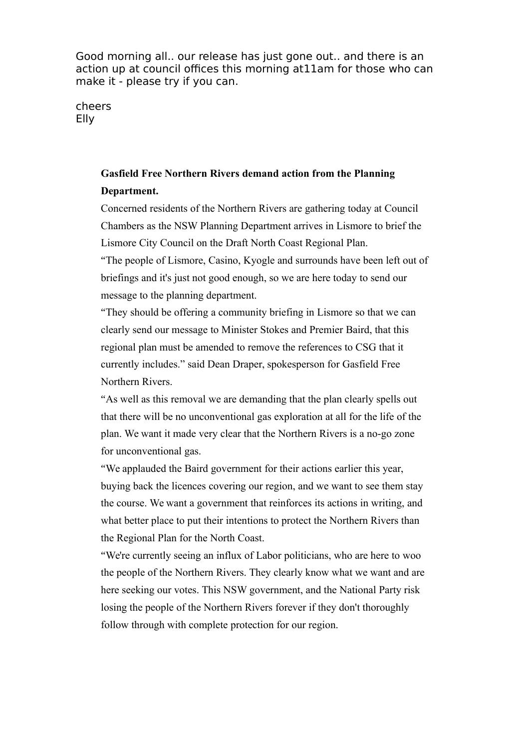Good morning all.. our release has just gone out.. and there is an action up at council offices this morning at11am for those who can make it - please try if you can.

cheers
Elly

**Gasfield Free Northern Rivers demand action from the Planning Department.**

Concerned residents of the Northern Rivers are gathering today at Council Chambers as the NSW Planning Department arrives in Lismore to brief the Lismore City Council on the Draft North Coast Regional Plan.

"The people of Lismore, Casino, Kyogle and surrounds have been left out of briefings and it's just not good enough, so we are here today to send our message to the planning department.

"They should be offering a community briefing in Lismore so that we can clearly send our message to Minister Stokes and Premier Baird, that this regional plan must be amended to remove the references to CSG that it currently includes." said Dean Draper, spokesperson for Gasfield Free Northern Rivers.

"As well as this removal we are demanding that the plan clearly spells out that there will be no unconventional gas exploration at all for the life of the plan. We want it made very clear that the Northern Rivers is a no-go zone for unconventional gas.

"We applauded the Baird government for their actions earlier this year, buying back the licences covering our region, and we want to see them stay the course. We want a government that reinforces its actions in writing, and what better place to put their intentions to protect the Northern Rivers than the Regional Plan for the North Coast.

"We're currently seeing an influx of Labor politicians, who are here to woo the people of the Northern Rivers. They clearly know what we want and are here seeking our votes. This NSW government, and the National Party risk losing the people of the Northern Rivers forever if they don't thoroughly follow through with complete protection for our region.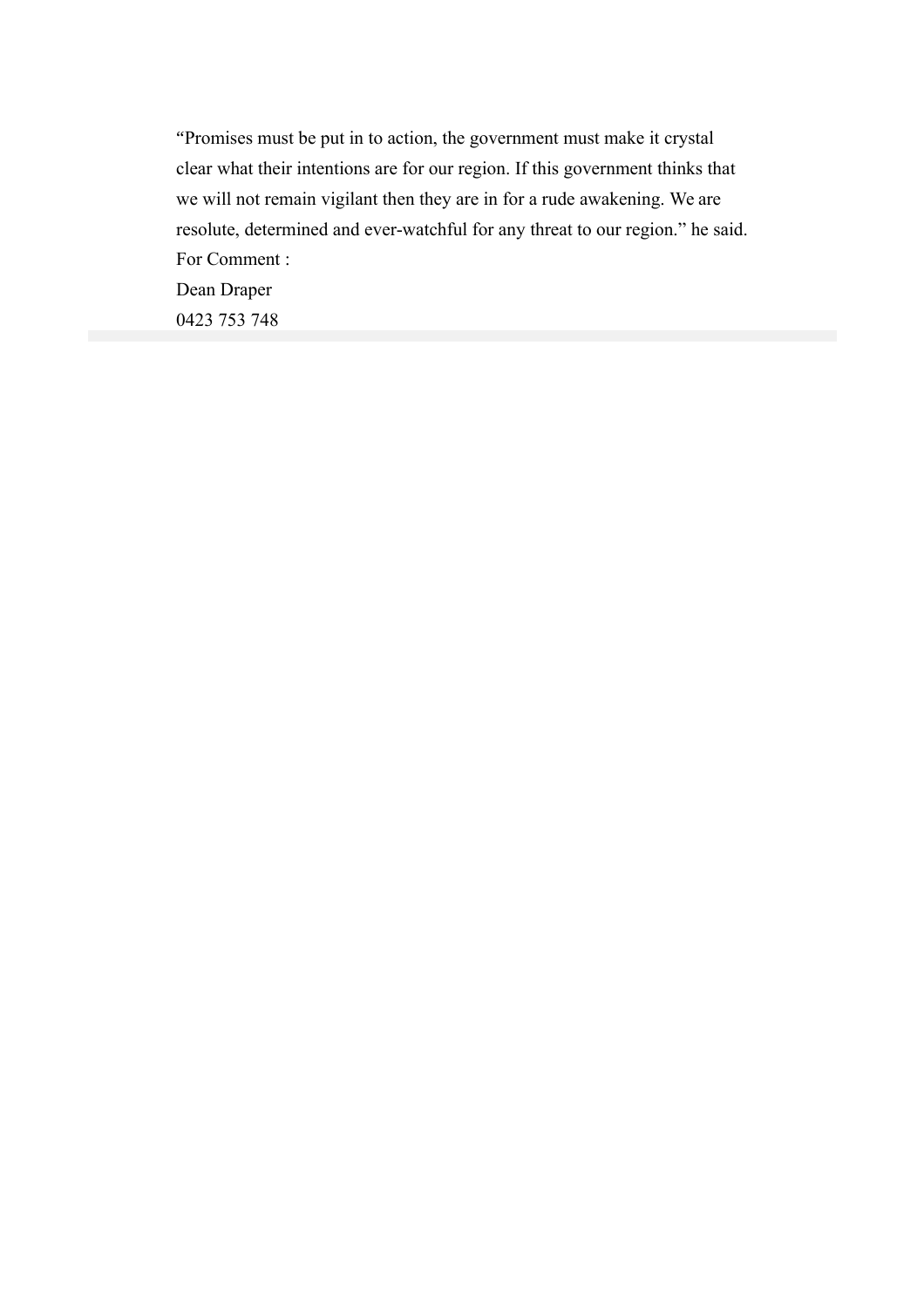"Promises must be put in to action, the government must make it crystal clear what their intentions are for our region. If this government thinks that we will not remain vigilant then they are in for a rude awakening. We are resolute, determined and ever-watchful for any threat to our region." he said.

For Comment :

Dean Draper

0423 753 748